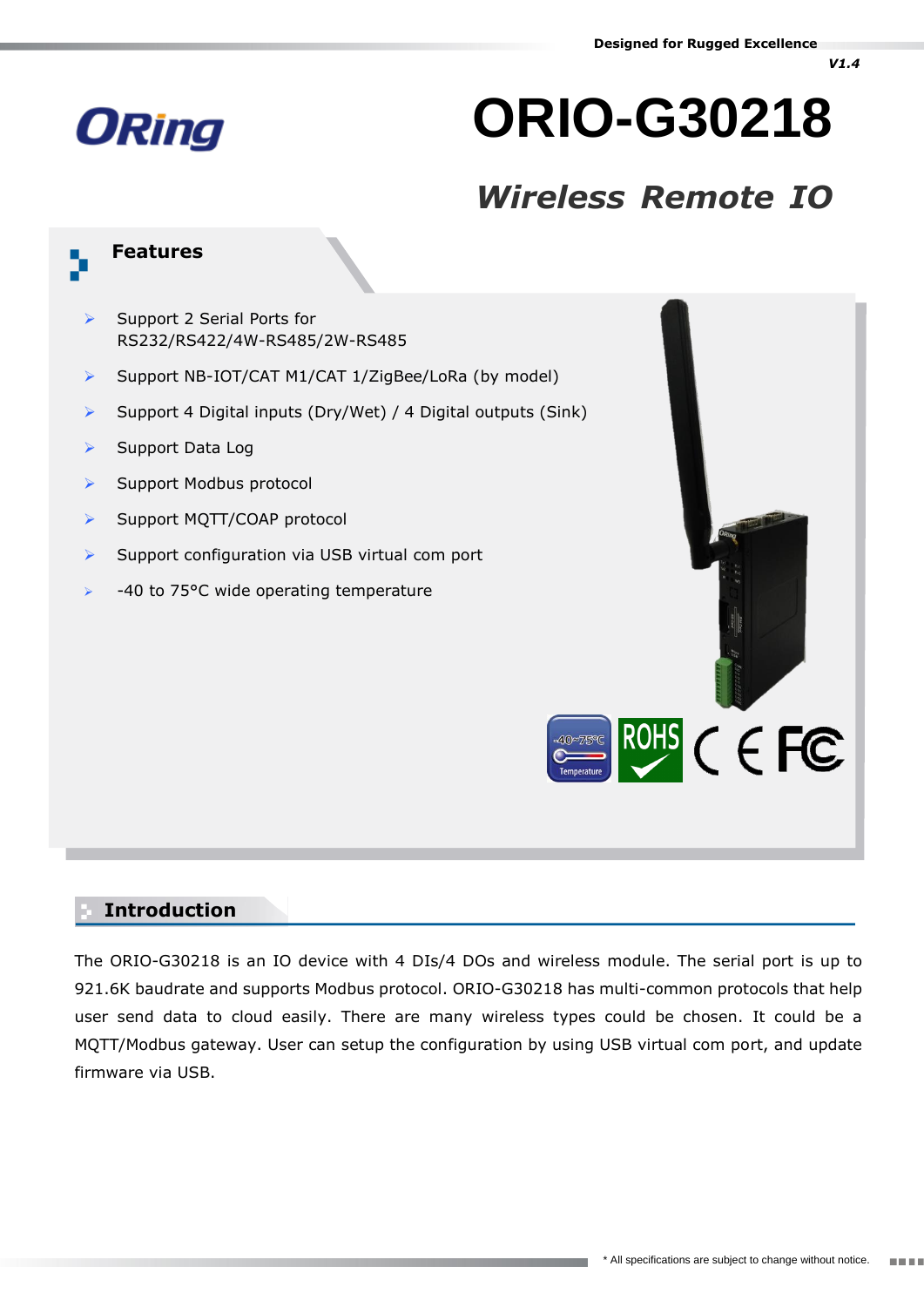# ORIO-G30218

## *Wireless Remote IO*

## Features

- Support 2 Serial Ports for RS232/RS422/4W-RS485/2W-RS485
- Support NB-IOT/CAT M1/CAT 1/ZigBee/LoRa (by model)
- Support 4 Digital inputs (Dry/Wet) / 4 Digital outputs (Sink)
- Support Data Log
- Support Modbus protocol
- Support MQTT/COAP protocol
- Support configuration via USB virtual com port
- -40 to 75°C wide operating temperature

## Introduction

The ORIO-G30218 is an IO device with 4 DIs/4 DOs and wireless module. The serial port is up to 921.6K baudrate and supports Modbus protocol. ORIO-G30218 has multi-common protocols that help user send data to cloud easily. There are many wireless types could be chosen. It could be a MQTT/Modbus gateway. User can setup the configuration by using USB virtual com port, and update firmware via USB.

\* All specifications are subject to change without notice.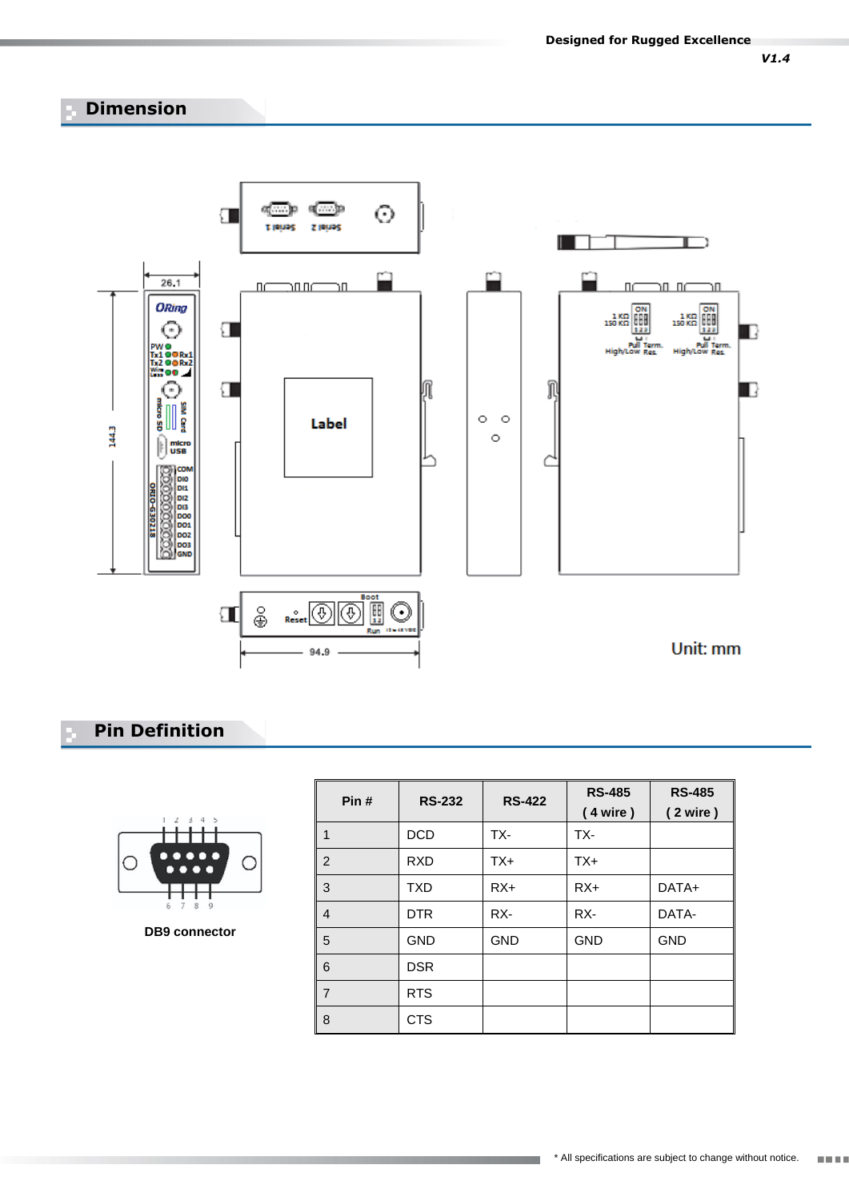## Dimension

Unit: mm

## Pin Definition

DB9 connector

| Pin # | RS-232 | RS-422 | RS-485 ( 4 wire ) | RS-485 ( 2 wire ) |
|---|---|---|---|---|
| 1 | DCD | TX- | TX- | |
| 2 | RXD | TX+ | TX+ | |
| 3 | TXD | RX+ | RX+ | DATA+ |
| 4 | DTR | RX- | RX- | DATA- |
| 5 | GND | GND | GND | GND |
| 6 | DSR | | | |
| 7 | RTS | | | |
| 8 | CTS | | | |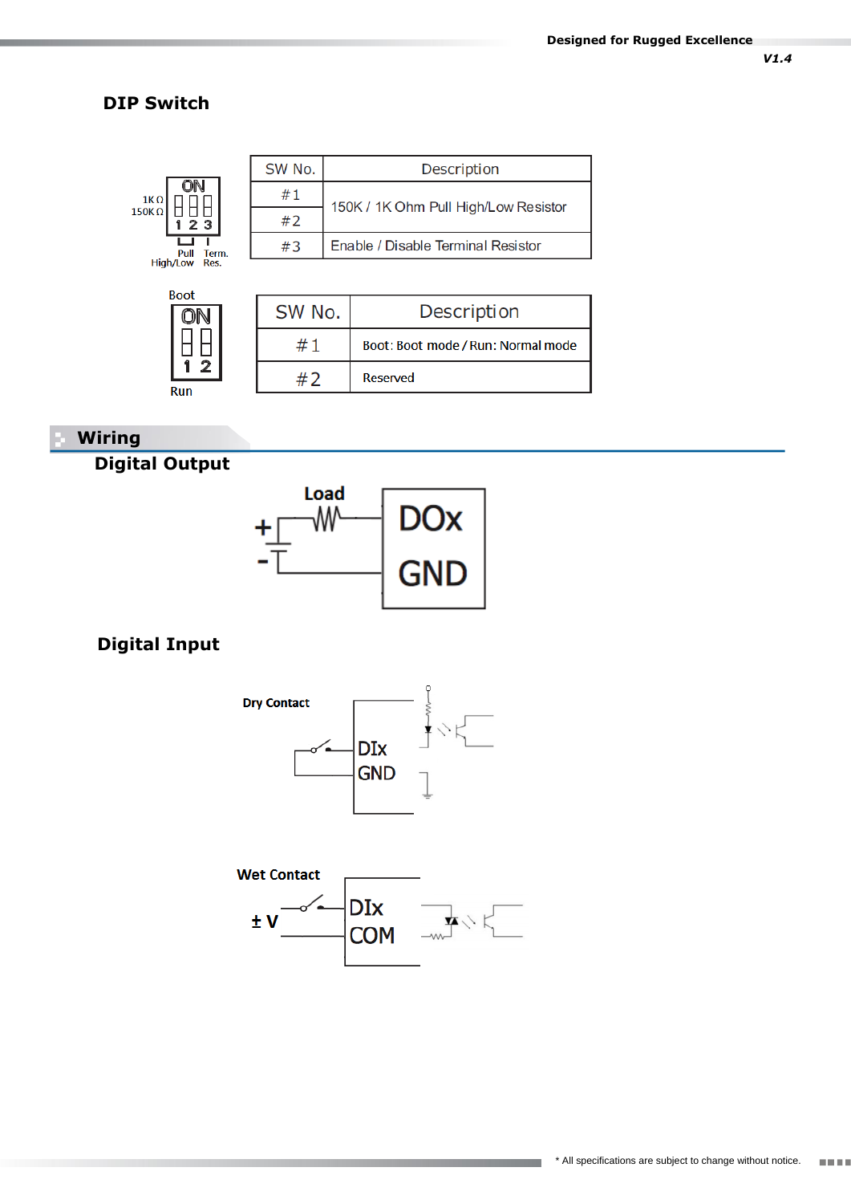## DIP Switch

| SW No. | Description |
|---|---|
| #1 | 150K / 1K Ohm Pull High/Low Resistor |
| #2 | |
| #3 | Enable / Disable Terminal Resistor |

| SW No. | Description |
|---|---|
| #1 | Boot: Boot mode / Run: Normal mode |
| #2 | Reserved |

## Wiring

### Digital Output

### Digital Input

Dry Contact

Wet Contact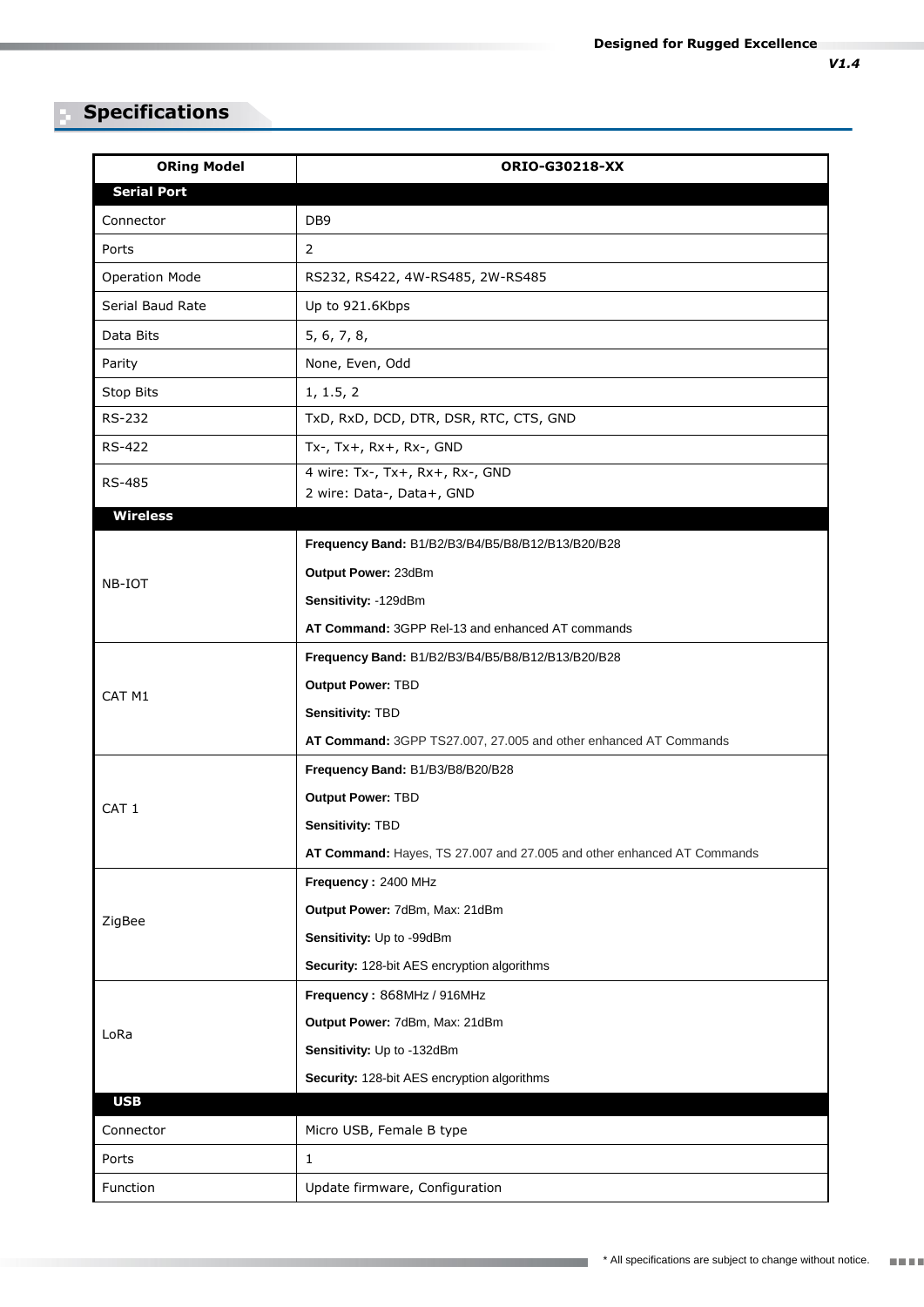## Specifications

| ORing Model | ORIO-G30218-XX |
|---|---|
| **Serial Port** | |
| Connector | DB9 |
| Ports | 2 |
| Operation Mode | RS232, RS422, 4W-RS485, 2W-RS485 |
| Serial Baud Rate | Up to 921.6Kbps |
| Data Bits | 5, 6, 7, 8, |
| Parity | None, Even, Odd |
| Stop Bits | 1, 1.5, 2 |
| RS-232 | TxD, RxD, DCD, DTR, DSR, RTC, CTS, GND |
| RS-422 | Tx-, Tx+, Rx+, Rx-, GND |
| RS-485 | 4 wire: Tx-, Tx+, Rx+, Rx-, GND<br>2 wire: Data-, Data+, GND |
| **Wireless** | |
| NB-IOT | **Frequency Band:** B1/B2/B3/B4/B5/B8/B12/B13/B20/B28<br>**Output Power:** 23dBm<br>**Sensitivity:** -129dBm<br>**AT Command:** 3GPP Rel-13 and enhanced AT commands |
| CAT M1 | **Frequency Band:** B1/B2/B3/B4/B5/B8/B12/B13/B20/B28<br>**Output Power:** TBD<br>**Sensitivity:** TBD<br>**AT Command:** 3GPP TS27.007, 27.005 and other enhanced AT Commands |
| CAT 1 | **Frequency Band:** B1/B3/B8/B20/B28<br>**Output Power:** TBD<br>**Sensitivity:** TBD<br>**AT Command:** Hayes, TS 27.007 and 27.005 and other enhanced AT Commands |
| ZigBee | **Frequency :** 2400 MHz<br>**Output Power:** 7dBm, Max: 21dBm<br>**Sensitivity:** Up to -99dBm<br>**Security:** 128-bit AES encryption algorithms |
| LoRa | **Frequency :** 868MHz / 916MHz<br>**Output Power:** 7dBm, Max: 21dBm<br>**Sensitivity:** Up to -132dBm<br>**Security:** 128-bit AES encryption algorithms |
| **USB** | |
| Connector | Micro USB, Female B type |
| Ports | 1 |
| Function | Update firmware, Configuration |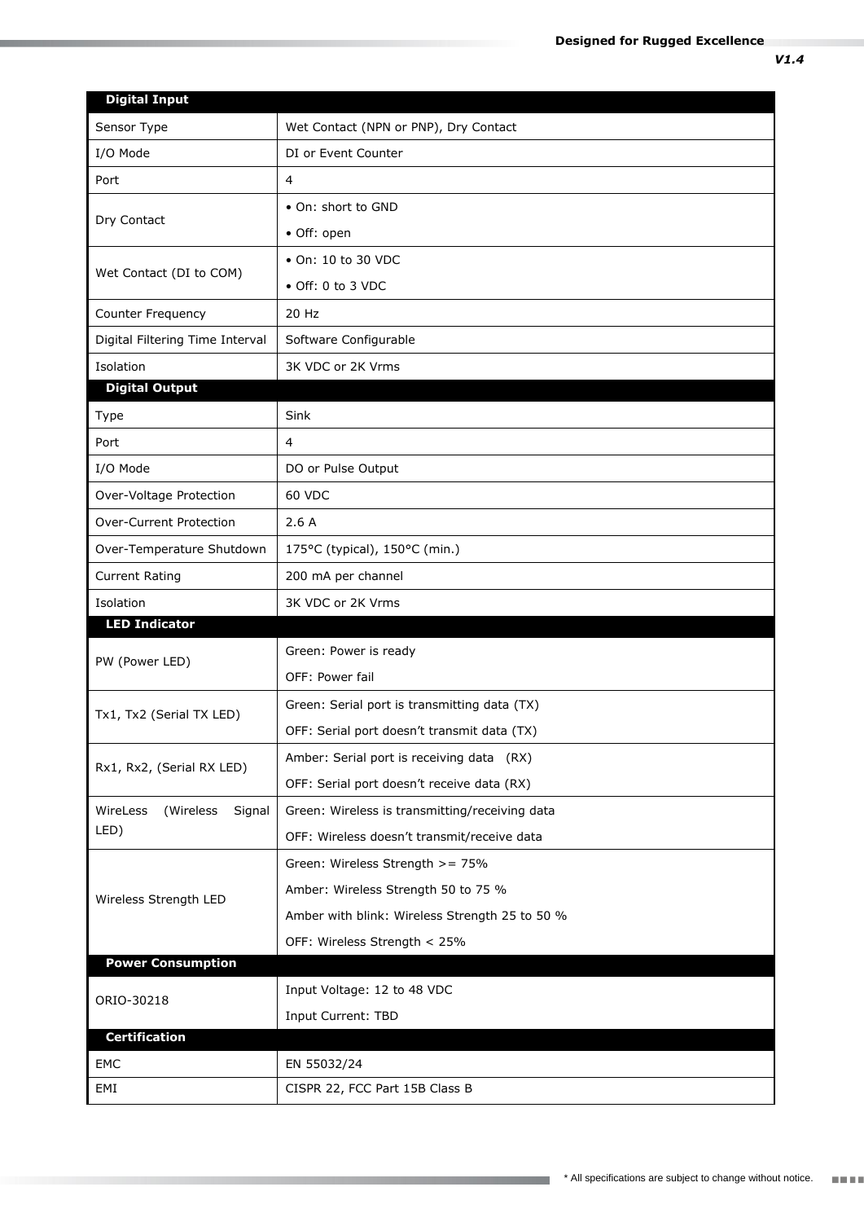| Digital Input | |
|---|---|
| Sensor Type | Wet Contact (NPN or PNP), Dry Contact |
| I/O Mode | DI or Event Counter |
| Port | 4 |
| Dry Contact | • On: short to GND<br>• Off: open |
| Wet Contact (DI to COM) | • On: 10 to 30 VDC<br>• Off: 0 to 3 VDC |
| Counter Frequency | 20 Hz |
| Digital Filtering Time Interval | Software Configurable |
| Isolation | 3K VDC or 2K Vrms |
| **Digital Output** | |
| Type | Sink |
| Port | 4 |
| I/O Mode | DO or Pulse Output |
| Over-Voltage Protection | 60 VDC |
| Over-Current Protection | 2.6 A |
| Over-Temperature Shutdown | 175°C (typical), 150°C (min.) |
| Current Rating | 200 mA per channel |
| Isolation | 3K VDC or 2K Vrms |
| **LED Indicator** | |
| PW (Power LED) | Green: Power is ready<br>OFF: Power fail |
| Tx1, Tx2 (Serial TX LED) | Green: Serial port is transmitting data (TX)<br>OFF: Serial port doesn't transmit data (TX) |
| Rx1, Rx2, (Serial RX LED) | Amber: Serial port is receiving data (RX)<br>OFF: Serial port doesn't receive data (RX) |
| WireLess (Wireless Signal LED) | Green: Wireless is transmitting/receiving data<br>OFF: Wireless doesn't transmit/receive data |
| Wireless Strength LED | Green: Wireless Strength >= 75%<br>Amber: Wireless Strength 50 to 75 %<br>Amber with blink: Wireless Strength 25 to 50 %<br>OFF: Wireless Strength < 25% |
| **Power Consumption** | |
| ORIO-30218 | Input Voltage: 12 to 48 VDC<br>Input Current: TBD |
| **Certification** | |
| EMC | EN 55032/24 |
| EMI | CISPR 22, FCC Part 15B Class B |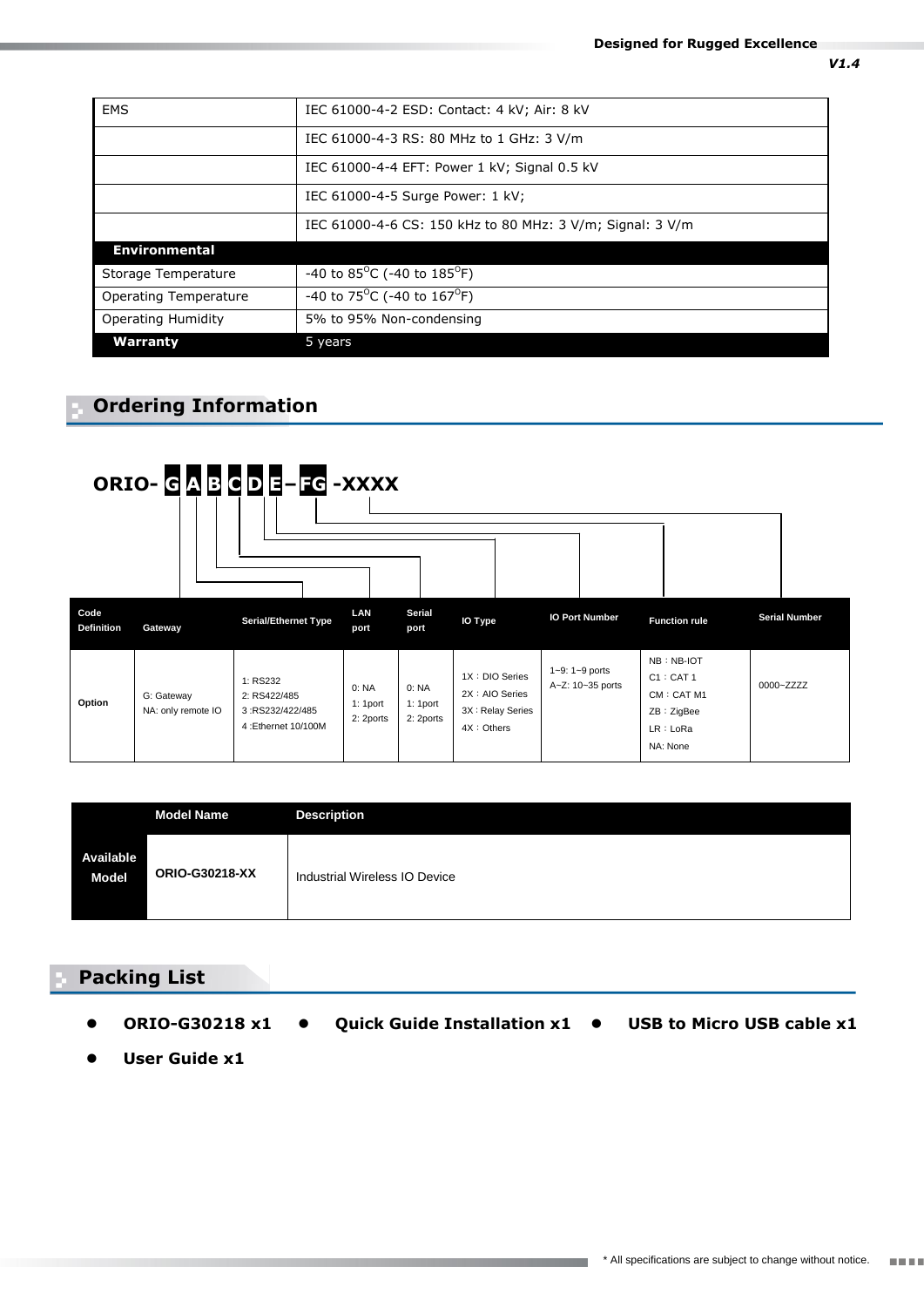| EMS | IEC 61000-4-2 ESD: Contact: 4 kV; Air: 8 kV |
|---|---|
| | IEC 61000-4-3 RS: 80 MHz to 1 GHz: 3 V/m |
| | IEC 61000-4-4 EFT: Power 1 kV; Signal 0.5 kV |
| | IEC 61000-4-5 Surge Power: 1 kV; |
| | IEC 61000-4-6 CS: 150 kHz to 80 MHz: 3 V/m; Signal: 3 V/m |
| **Environmental** | |
| Storage Temperature | -40 to 85°C (-40 to 185°F) |
| Operating Temperature | -40 to 75°C (-40 to 167°F) |
| Operating Humidity | 5% to 95% Non-condensing |
| **Warranty** | 5 years |

## Ordering Information

**ORIO- G A B C D E – FG -XXXX**

| Code Definition | Gateway | Serial/Ethernet Type | LAN port | Serial port | IO Type | IO Port Number | Function rule | Serial Number |
|---|---|---|---|---|---|---|---|---|
| Option | G: Gateway<br>NA: only remote IO | 1: RS232<br>2: RS422/485<br>3 :RS232/422/485<br>4 :Ethernet 10/100M | 0: NA<br>1: 1port<br>2: 2ports | 0: NA<br>1: 1port<br>2: 2ports | 1X：DIO Series<br>2X：AIO Series<br>3X : Relay Series<br>4X：Others | 1~9: 1~9 ports<br>A~Z: 10~35 ports | NB：NB-IOT<br>C1：CAT 1<br>CM：CAT M1<br>ZB：ZigBee<br>LR：LoRa<br>NA: None | 0000~ZZZZ |

| Available Model | Model Name | Description |
|---|---|---|
| | **ORIO-G30218-XX** | Industrial Wireless IO Device |

## Packing List

- **ORIO-G30218 x1**
- **Quick Guide Installation x1**
- **USB to Micro USB cable x1**
- **User Guide x1**

* All specifications are subject to change without notice.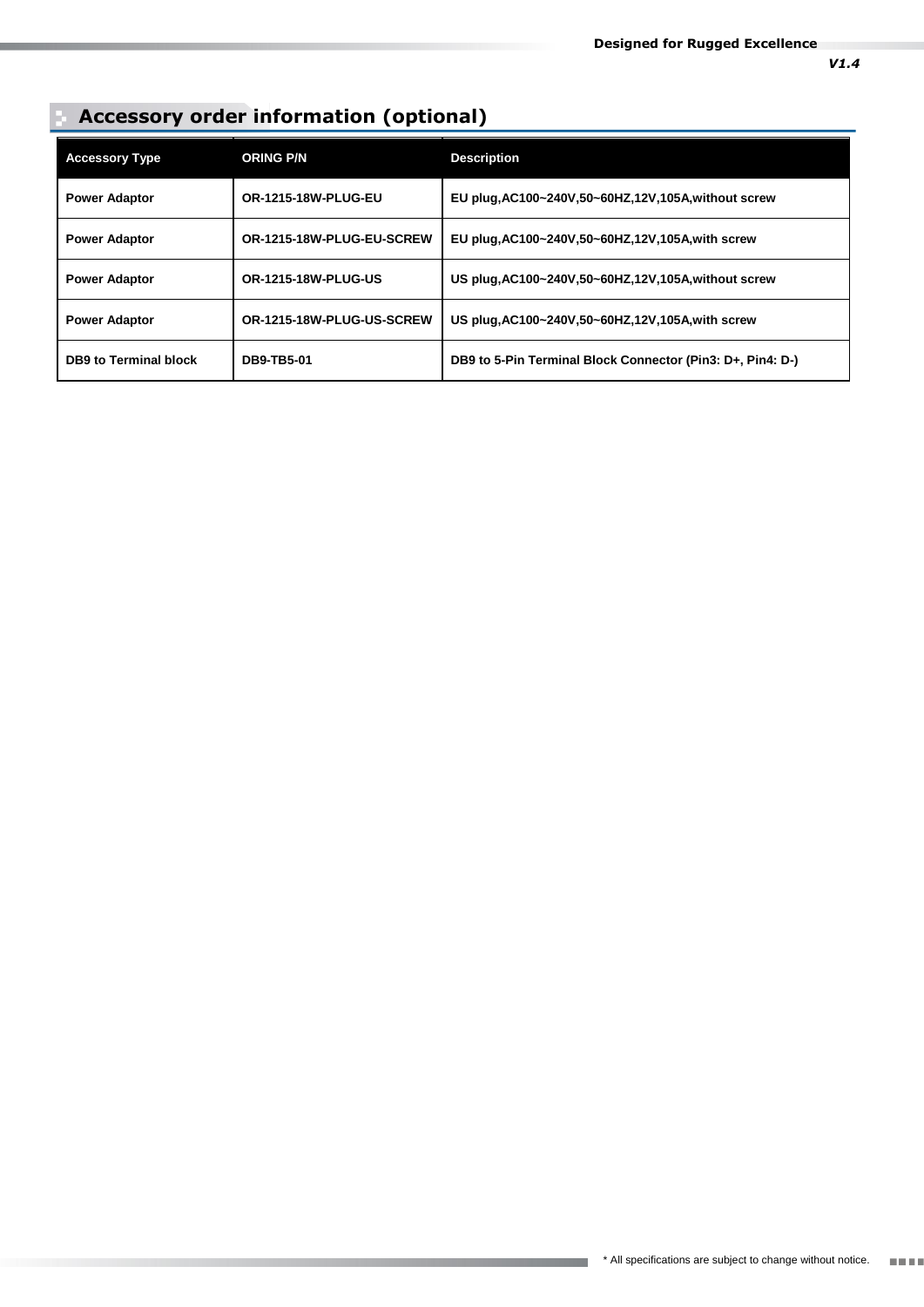## Accessory order information (optional)

| Accessory Type | ORING P/N | Description |
|---|---|---|
| Power Adaptor | OR-1215-18W-PLUG-EU | EU plug,AC100~240V,50~60HZ,12V,105A,without screw |
| Power Adaptor | OR-1215-18W-PLUG-EU-SCREW | EU plug,AC100~240V,50~60HZ,12V,105A,with screw |
| Power Adaptor | OR-1215-18W-PLUG-US | US plug,AC100~240V,50~60HZ,12V,105A,without screw |
| Power Adaptor | OR-1215-18W-PLUG-US-SCREW | US plug,AC100~240V,50~60HZ,12V,105A,with screw |
| DB9 to Terminal block | DB9-TB5-01 | DB9 to 5-Pin Terminal Block Connector (Pin3: D+, Pin4: D-) |